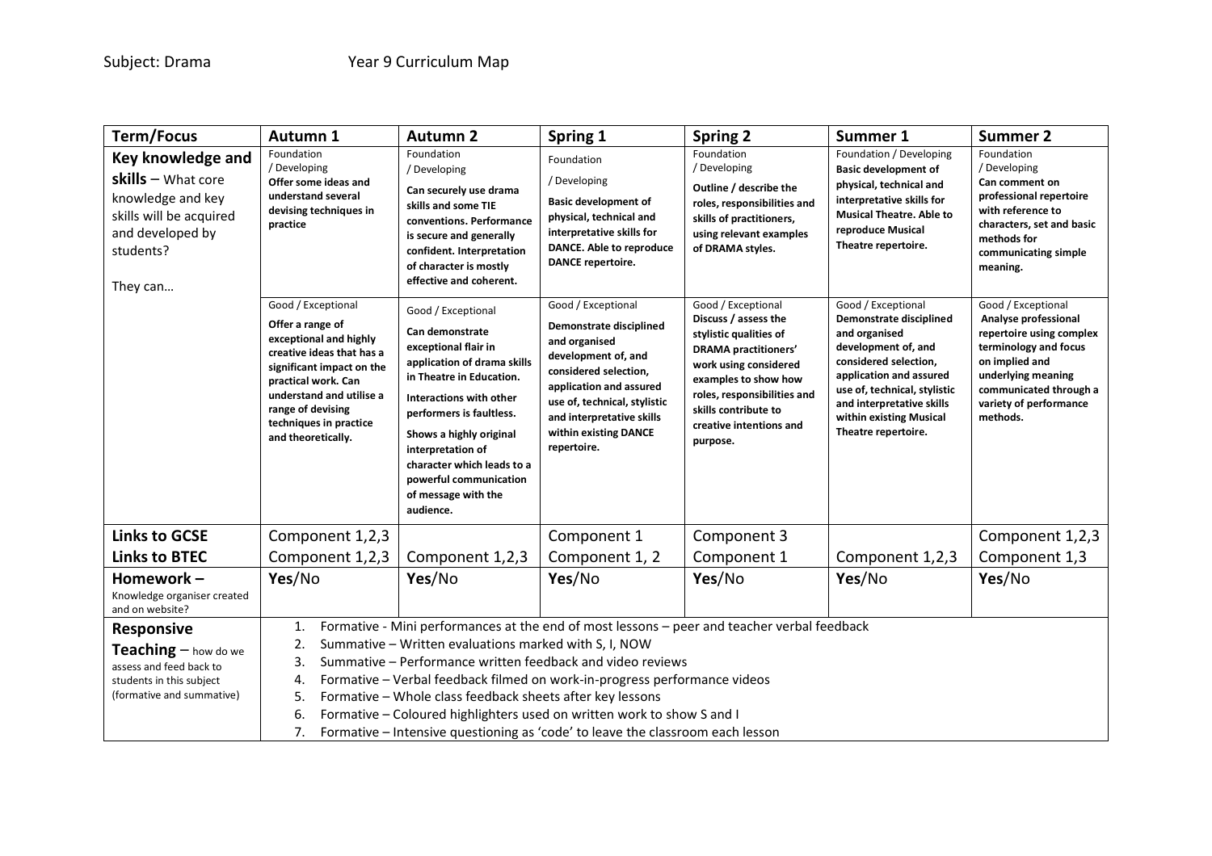Subject: Drama Year 9 Curriculum Map

| Term/Focus | Autumn 1 | Autumn 2 | Spring 1 | Spring 2 | Summer 1 | Summer 2 |
|---|---|---|---|---|---|---|
| **Key knowledge and skills** – What core knowledge and key skills will be acquired and developed by students?<br><br>They can… | Foundation / Developing<br>**Offer some ideas and understand several devising techniques in practice** | Foundation / Developing<br>**Can securely use drama skills and some TIE conventions. Performance is secure and generally confident. Interpretation of character is mostly effective and coherent.** | Foundation / Developing<br>**Basic development of physical, technical and interpretative skills for DANCE. Able to reproduce DANCE repertoire.** | Foundation / Developing<br>**Outline / describe the roles, responsibilities and skills of practitioners, using relevant examples of DRAMA styles.** | Foundation / Developing<br>**Basic development of physical, technical and interpretative skills for Musical Theatre. Able to reproduce Musical Theatre repertoire.** | Foundation / Developing<br>**Can comment on professional repertoire with reference to characters, set and basic methods for communicating simple meaning.** |
| | Good / Exceptional<br>**Offer a range of exceptional and highly creative ideas that has a significant impact on the practical work. Can understand and utilise a range of devising techniques in practice and theoretically.** | Good / Exceptional<br>**Can demonstrate exceptional flair in application of drama skills in Theatre in Education.**<br>**Interactions with other performers is faultless.**<br>**Shows a highly original interpretation of character which leads to a powerful communication of message with the audience.** | Good / Exceptional<br>**Demonstrate disciplined and organised development of, and considered selection, application and assured use of, technical, stylistic and interpretative skills within existing DANCE repertoire.** | Good / Exceptional<br>**Discuss / assess the stylistic qualities of DRAMA practitioners' work using considered examples to show how roles, responsibilities and skills contribute to creative intentions and purpose.** | Good / Exceptional<br>**Demonstrate disciplined and organised development of, and considered selection, application and assured use of, technical, stylistic and interpretative skills within existing Musical Theatre repertoire.** | Good / Exceptional<br>**Analyse professional repertoire using complex terminology and focus on implied and underlying meaning communicated through a variety of performance methods.** |
| **Links to GCSE** | Component 1,2,3 | | Component 1 | Component 3 | | Component 1,2,3 |
| **Links to BTEC** | Component 1,2,3 | Component 1,2,3 | Component 1, 2 | Component 1 | Component 1,2,3 | Component 1,3 |
| **Homework –** Knowledge organiser created and on website? | **Yes**/No | **Yes**/No | **Yes**/No | **Yes**/No | **Yes**/No | **Yes**/No |
| **Responsive Teaching** – how do we assess and feed back to students in this subject (formative and summative) | 1. Formative - Mini performances at the end of most lessons – peer and teacher verbal feedback<br>2. Summative – Written evaluations marked with S, I, NOW<br>3. Summative – Performance written feedback and video reviews<br>4. Formative – Verbal feedback filmed on work-in-progress performance videos<br>5. Formative – Whole class feedback sheets after key lessons<br>6. Formative – Coloured highlighters used on written work to show S and I<br>7. Formative – Intensive questioning as 'code' to leave the classroom each lesson | | | | | |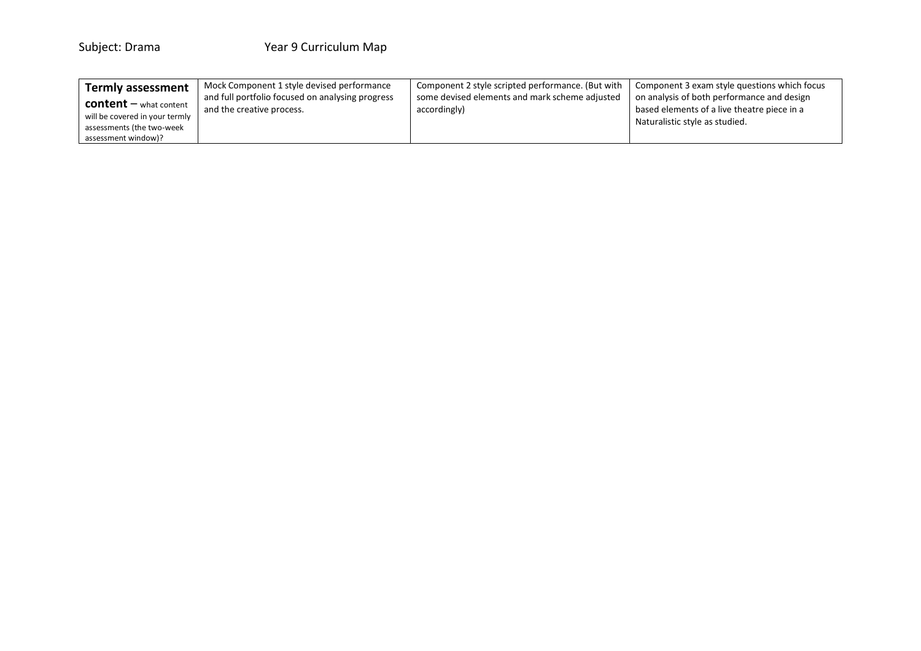Subject: Drama Year 9 Curriculum Map

| | | | |
|---|---|---|---|
| **Termly assessment content** – what content will be covered in your termly assessments (the two-week assessment window)? | Mock Component 1 style devised performance and full portfolio focused on analysing progress and the creative process. | Component 2 style scripted performance. (But with some devised elements and mark scheme adjusted accordingly) | Component 3 exam style questions which focus on analysis of both performance and design based elements of a live theatre piece in a Naturalistic style as studied. |